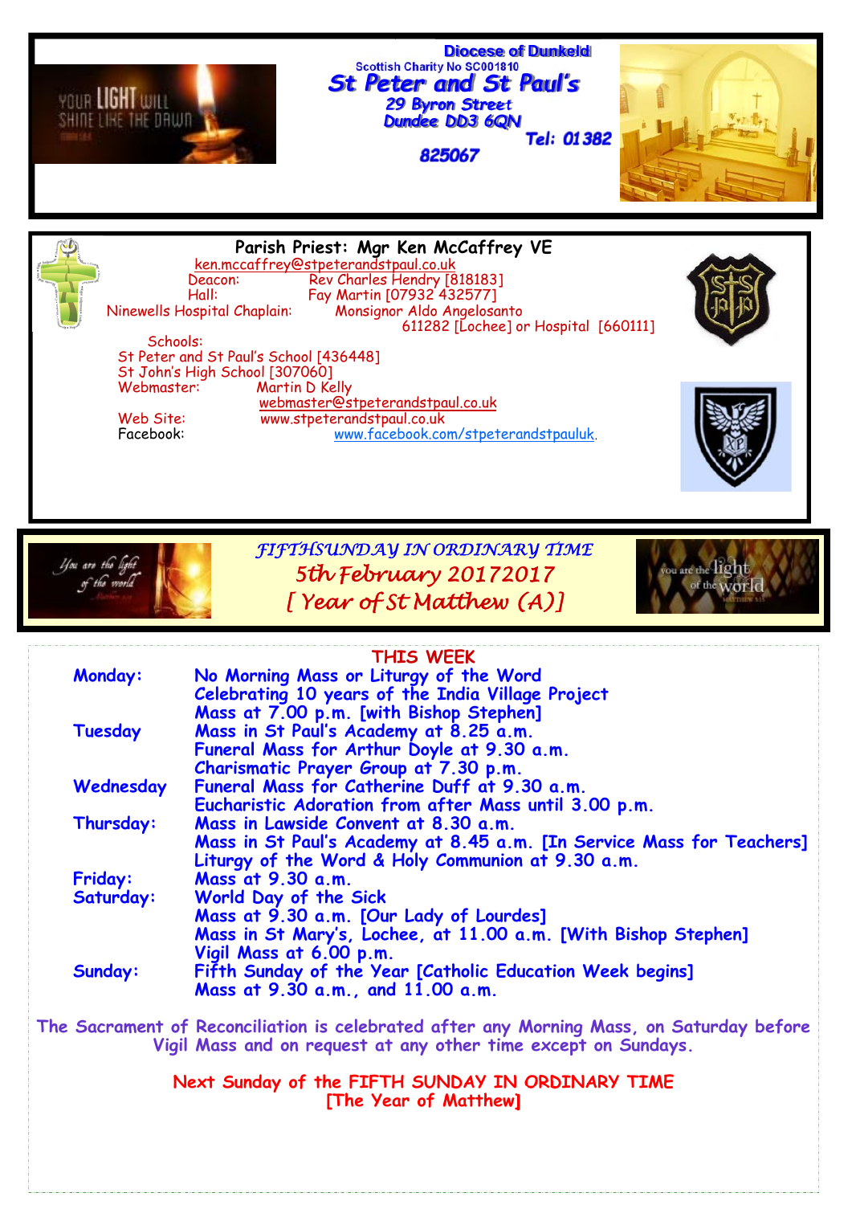Diocese of Dunkeld

Scottish Charity No SC001810

# St Peter and St Paul's

29 Byron Street
Dundee DD3 6QN

Tel: 01382 825067

**Parish Priest: Mgr Ken McCaffrey VE**
ken.mccaffrey@stpeterandstpaul.co.uk

Deacon: Rev Charles Hendry [818183]
Hall: Fay Martin [07932 432577]
Ninewells Hospital Chaplain: Monsignor Aldo Angelosanto 611282 [Lochee] or Hospital [660111]

Schools:
St Peter and St Paul's School [436448]
St John's High School [307060]
Webmaster: Martin D Kelly
webmaster@stpeterandstpaul.co.uk
Web Site: www.stpeterandstpaul.co.uk
Facebook: www.facebook.com/stpeterandstpauluk.

*FIFTHSUNDAY IN ORDINARY TIME*
*5th February 20172017*
*[ Year of St Matthew (A)]*

## THIS WEEK

**Monday:** No Morning Mass or Liturgy of the Word
Celebrating 10 years of the India Village Project
Mass at 7.00 p.m. [with Bishop Stephen]

**Tuesday** Mass in St Paul's Academy at 8.25 a.m.
Funeral Mass for Arthur Doyle at 9.30 a.m.
Charismatic Prayer Group at 7.30 p.m.

**Wednesday** Funeral Mass for Catherine Duff at 9.30 a.m.
Eucharistic Adoration from after Mass until 3.00 p.m.

**Thursday:** Mass in Lawside Convent at 8.30 a.m.
Mass in St Paul's Academy at 8.45 a.m. [In Service Mass for Teachers]
Liturgy of the Word & Holy Communion at 9.30 a.m.

**Friday:** Mass at 9.30 a.m.

**Saturday:** World Day of the Sick
Mass at 9.30 a.m. [Our Lady of Lourdes]
Mass in St Mary's, Lochee, at 11.00 a.m. [With Bishop Stephen]
Vigil Mass at 6.00 p.m.

**Sunday:** Fifth Sunday of the Year [Catholic Education Week begins]
Mass at 9.30 a.m., and 11.00 a.m.

The Sacrament of Reconciliation is celebrated after any Morning Mass, on Saturday before Vigil Mass and on request at any other time except on Sundays.

**Next Sunday of the FIFTH SUNDAY IN ORDINARY TIME**
**[The Year of Matthew]**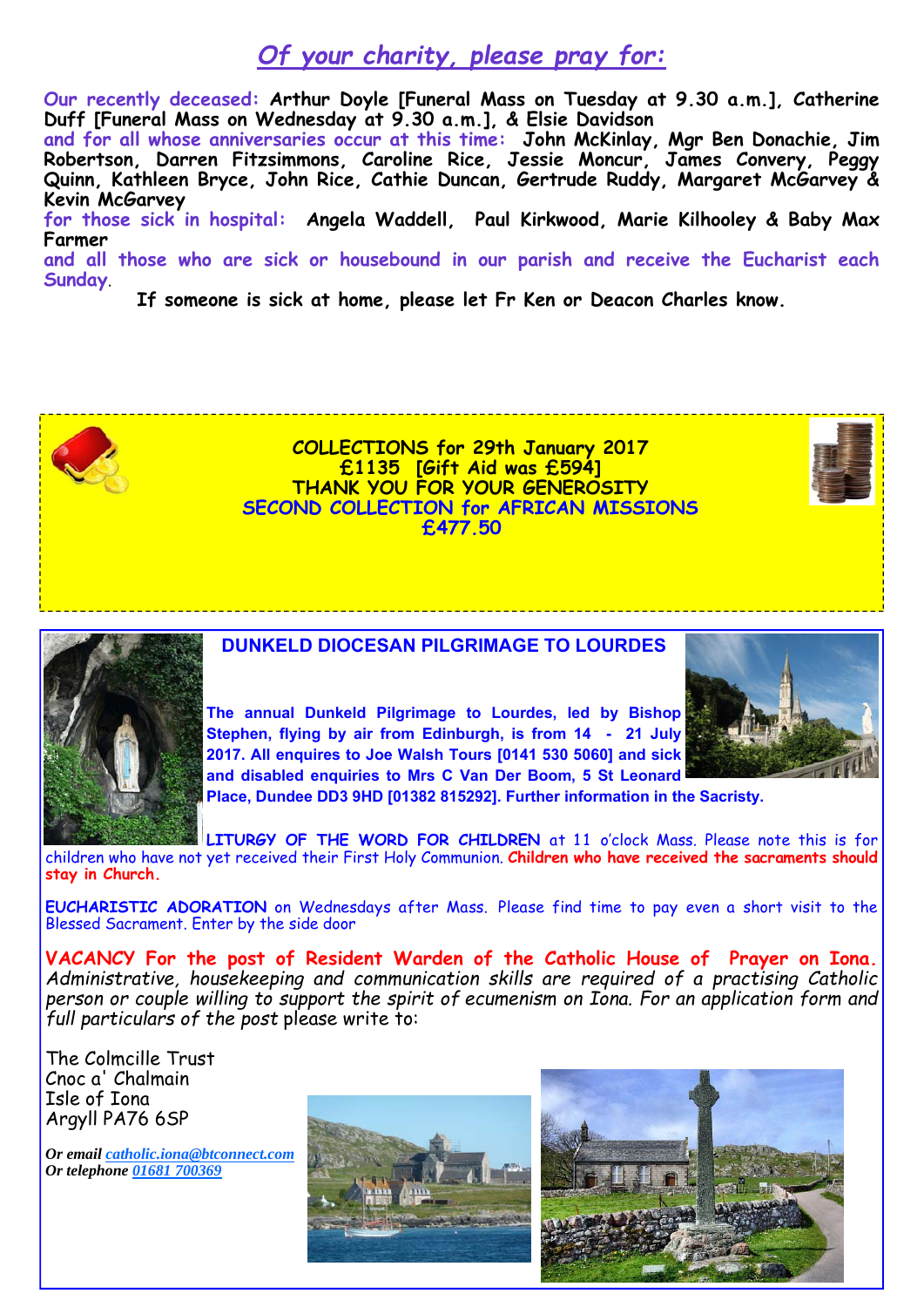## *Of your charity, please pray for:*

**Our recently deceased:** **Arthur Doyle [Funeral Mass on Tuesday at 9.30 a.m.], Catherine Duff [Funeral Mass on Wednesday at 9.30 a.m.], & Elsie Davidson**

**and for all whose anniversaries occur at this time:** **John McKinlay, Mgr Ben Donachie, Jim Robertson, Darren Fitzsimmons, Caroline Rice, Jessie Moncur, James Convery, Peggy Quinn, Kathleen Bryce, John Rice, Cathie Duncan, Gertrude Ruddy, Margaret McGarvey & Kevin McGarvey**

**for those sick in hospital:** **Angela Waddell, Paul Kirkwood, Marie Kilhooley & Baby Max Farmer**

**and all those who are sick or housebound in our parish and receive the Eucharist each Sunday**.

**If someone is sick at home, please let Fr Ken or Deacon Charles know.**

**COLLECTIONS for 29th January 2017**
**£1135 [Gift Aid was £594]**
**THANK YOU FOR YOUR GENEROSITY**
**SECOND COLLECTION for AFRICAN MISSIONS**
**£477.50**

### DUNKELD DIOCESAN PILGRIMAGE TO LOURDES

**The annual Dunkeld Pilgrimage to Lourdes, led by Bishop Stephen, flying by air from Edinburgh, is from 14 - 21 July 2017. All enquires to Joe Walsh Tours [0141 530 5060] and sick and disabled enquiries to Mrs C Van Der Boom, 5 St Leonard Place, Dundee DD3 9HD [01382 815292]. Further information in the Sacristy.**

**LITURGY OF THE WORD FOR CHILDREN** at 11 o'clock Mass. Please note this is for children who have not yet received their First Holy Communion. **Children who have received the sacraments should stay in Church.**

**EUCHARISTIC ADORATION** on Wednesdays after Mass. Please find time to pay even a short visit to the Blessed Sacrament. Enter by the side door

**VACANCY For the post of Resident Warden of the Catholic House of Prayer on Iona.** *Administrative, housekeeping and communication skills are required of a practising Catholic person or couple willing to support the spirit of ecumenism on Iona. For an application form and full particulars of the post* please write to:

The Colmcille Trust
Cnoc a' Chalmain
Isle of Iona
Argyll PA76 6SP

***Or email** catholic.iona@btconnect.com*
***Or telephone** 01681 700369*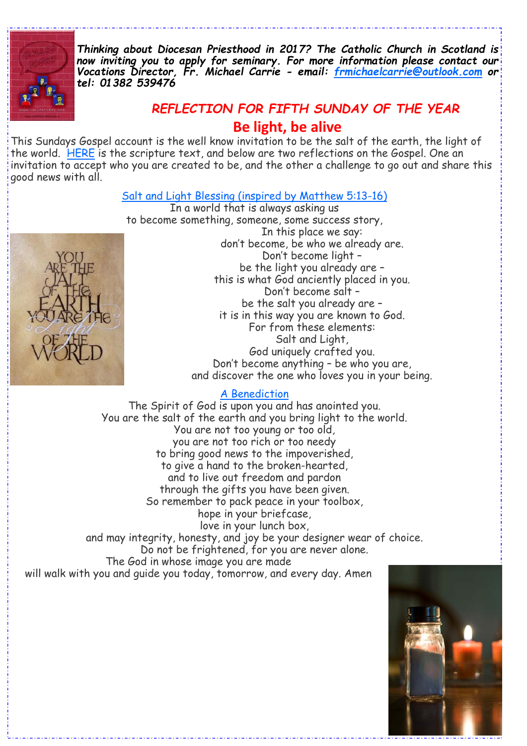***Thinking about Diocesan Priesthood in 2017? The Catholic Church in Scotland is now inviting you to apply for seminary. For more information please contact our Vocations Director, Fr. Michael Carrie - email: frmichaelcarrie@outlook.com or tel: 01382 539476***

## *REFLECTION FOR FIFTH SUNDAY OF THE YEAR*

# Be light, be alive

This Sundays Gospel account is the well know invitation to be the salt of the earth, the light of the world. HERE is the scripture text, and below are two reflections on the Gospel. One an invitation to accept who you are created to be, and the other a challenge to go out and share this good news with all.

### Salt and Light Blessing (inspired by Matthew 5:13-16)

In a world that is always asking us
to become something, someone, some success story,
In this place we say:
don't become, be who we already are.
Don't become light –
be the light you already are –
this is what God anciently placed in you.
Don't become salt –
be the salt you already are –
it is in this way you are known to God.
For from these elements:
Salt and Light,
God uniquely crafted you.
Don't become anything – be who you are,
and discover the one who loves you in your being.

### A Benediction

The Spirit of God is upon you and has anointed you.
You are the salt of the earth and you bring light to the world.
You are not too young or too old,
you are not too rich or too needy
to bring good news to the impoverished,
to give a hand to the broken-hearted,
and to live out freedom and pardon
through the gifts you have been given.
So remember to pack peace in your toolbox,
hope in your briefcase,
love in your lunch box,
and may integrity, honesty, and joy be your designer wear of choice.
Do not be frightened, for you are never alone.
The God in whose image you are made
will walk with you and guide you today, tomorrow, and every day. Amen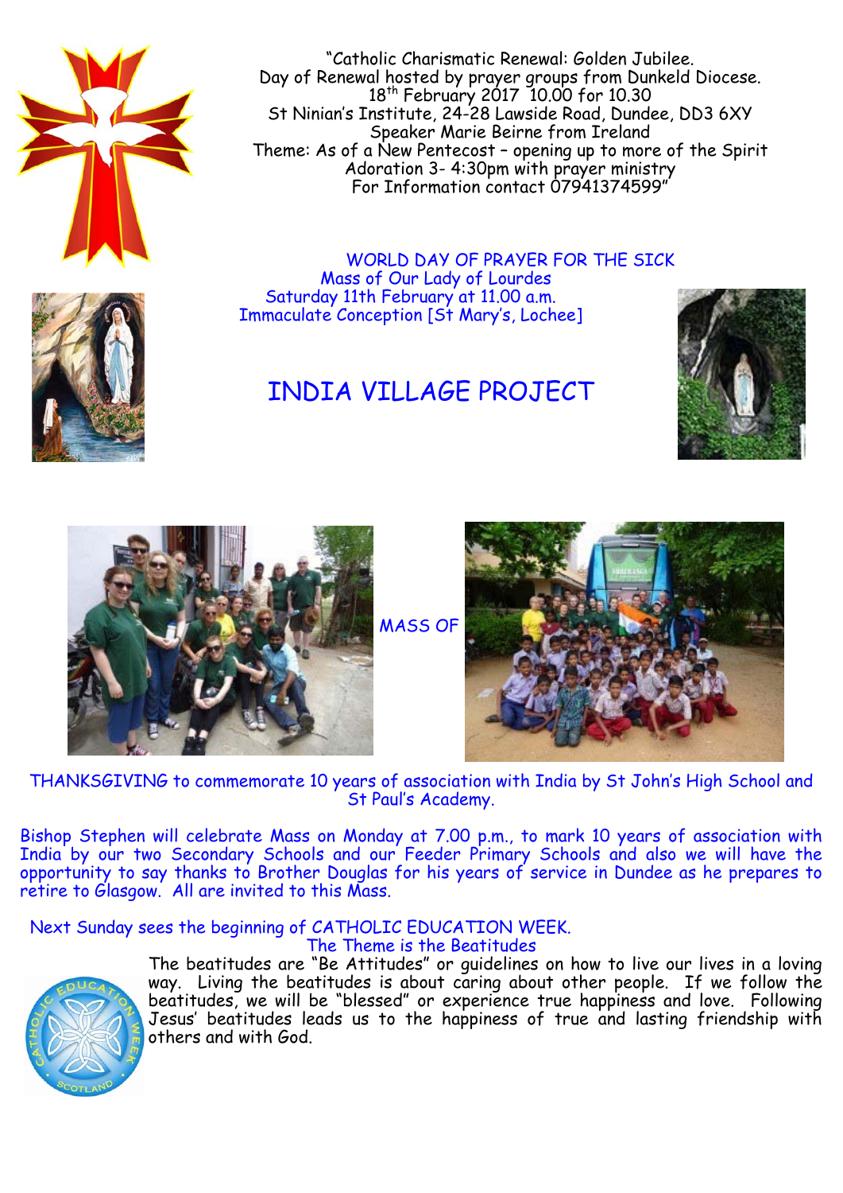"Catholic Charismatic Renewal: Golden Jubilee.
Day of Renewal hosted by prayer groups from Dunkeld Diocese.
18th February 2017 10.00 for 10.30
St Ninian's Institute, 24-28 Lawside Road, Dundee, DD3 6XY
Speaker Marie Beirne from Ireland
Theme: As of a New Pentecost – opening up to more of the Spirit
Adoration 3- 4:30pm with prayer ministry
For Information contact 07941374599"

WORLD DAY OF PRAYER FOR THE SICK
Mass of Our Lady of Lourdes
Saturday 11th February at 11.00 a.m.
Immaculate Conception [St Mary's, Lochee]

## INDIA VILLAGE PROJECT

MASS OF THANKSGIVING to commemorate 10 years of association with India by St John's High School and St Paul's Academy.

Bishop Stephen will celebrate Mass on Monday at 7.00 p.m., to mark 10 years of association with India by our two Secondary Schools and our Feeder Primary Schools and also we will have the opportunity to say thanks to Brother Douglas for his years of service in Dundee as he prepares to retire to Glasgow. All are invited to this Mass.

Next Sunday sees the beginning of CATHOLIC EDUCATION WEEK.
The Theme is the Beatitudes

The beatitudes are "Be Attitudes" or guidelines on how to live our lives in a loving way. Living the beatitudes is about caring about other people. If we follow the beatitudes, we will be "blessed" or experience true happiness and love. Following Jesus' beatitudes leads us to the happiness of true and lasting friendship with others and with God.